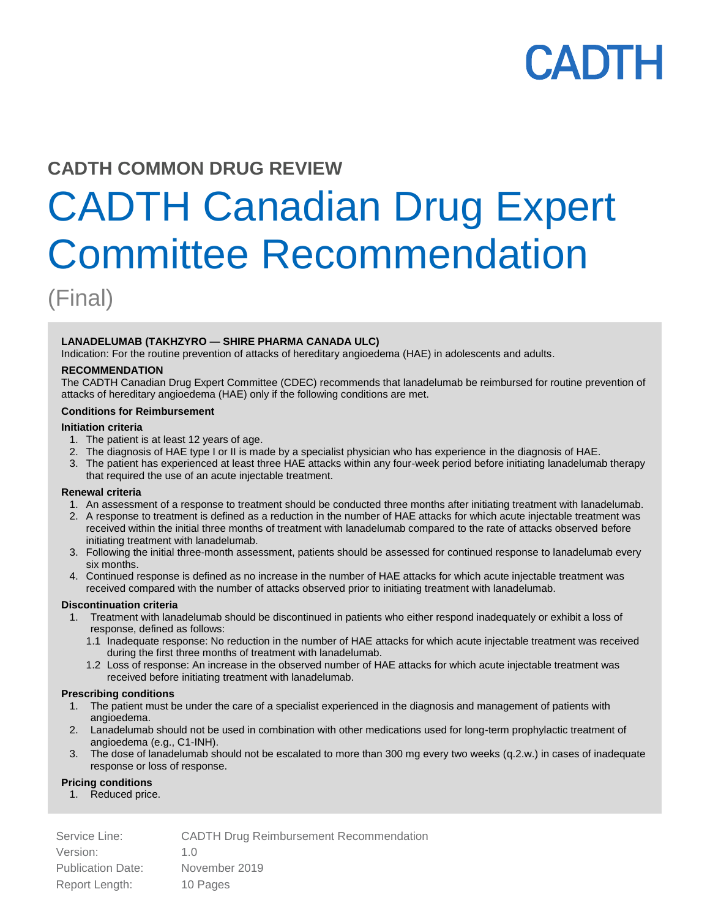CADTH

## CADTH COMMON DRUG REVIEW

# CADTH Canadian Drug Expert Committee Recommendation

(Final)

**LANADELUMAB (TAKHZYRO — SHIRE PHARMA CANADA ULC)**

Indication: For the routine prevention of attacks of hereditary angioedema (HAE) in adolescents and adults.

**RECOMMENDATION**

The CADTH Canadian Drug Expert Committee (CDEC) recommends that lanadelumab be reimbursed for routine prevention of attacks of hereditary angioedema (HAE) only if the following conditions are met.

**Conditions for Reimbursement**

**Initiation criteria**

1. The patient is at least 12 years of age.
2. The diagnosis of HAE type I or II is made by a specialist physician who has experience in the diagnosis of HAE.
3. The patient has experienced at least three HAE attacks within any four-week period before initiating lanadelumab therapy that required the use of an acute injectable treatment.

**Renewal criteria**

1. An assessment of a response to treatment should be conducted three months after initiating treatment with lanadelumab.
2. A response to treatment is defined as a reduction in the number of HAE attacks for which acute injectable treatment was received within the initial three months of treatment with lanadelumab compared to the rate of attacks observed before initiating treatment with lanadelumab.
3. Following the initial three-month assessment, patients should be assessed for continued response to lanadelumab every six months.
4. Continued response is defined as no increase in the number of HAE attacks for which acute injectable treatment was received compared with the number of attacks observed prior to initiating treatment with lanadelumab.

**Discontinuation criteria**

1. Treatment with lanadelumab should be discontinued in patients who either respond inadequately or exhibit a loss of response, defined as follows:
   1.1 Inadequate response: No reduction in the number of HAE attacks for which acute injectable treatment was received during the first three months of treatment with lanadelumab.
   1.2 Loss of response: An increase in the observed number of HAE attacks for which acute injectable treatment was received before initiating treatment with lanadelumab.

**Prescribing conditions**

1. The patient must be under the care of a specialist experienced in the diagnosis and management of patients with angioedema.
2. Lanadelumab should not be used in combination with other medications used for long-term prophylactic treatment of angioedema (e.g., C1-INH).
3. The dose of lanadelumab should not be escalated to more than 300 mg every two weeks (q.2.w.) in cases of inadequate response or loss of response.

**Pricing conditions**

1. Reduced price.

| | |
|---|---|
| Service Line: | CADTH Drug Reimbursement Recommendation |
| Version: | 1.0 |
| Publication Date: | November 2019 |
| Report Length: | 10 Pages |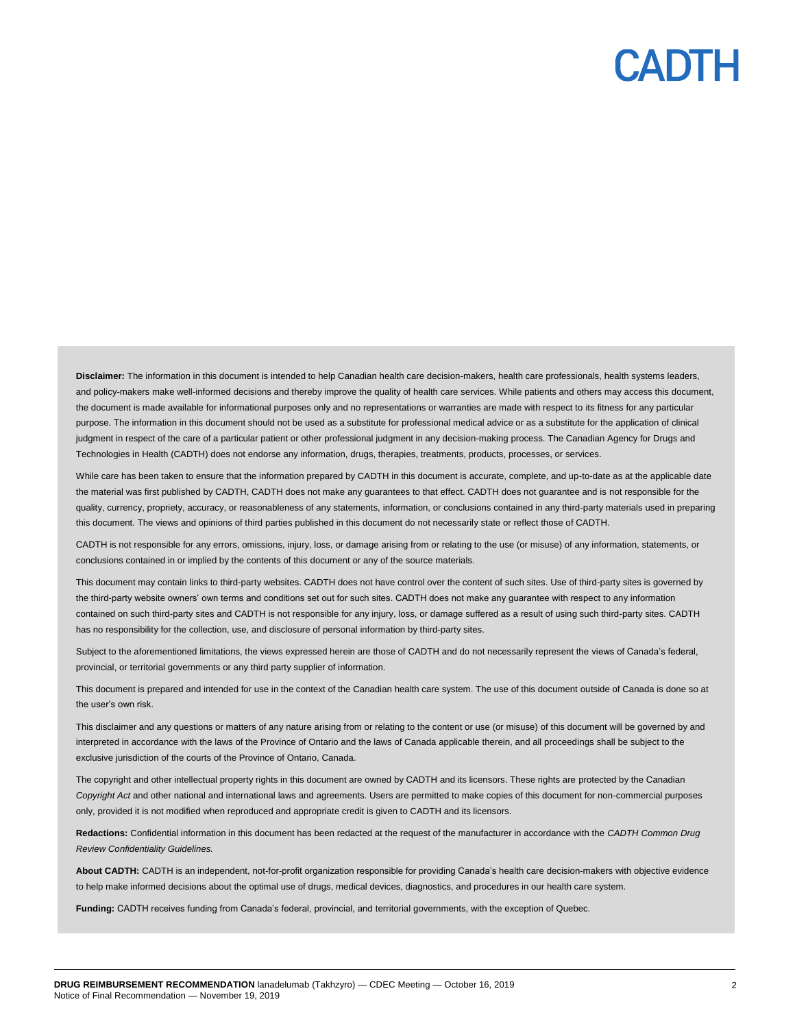**Disclaimer:** The information in this document is intended to help Canadian health care decision-makers, health care professionals, health systems leaders, and policy-makers make well-informed decisions and thereby improve the quality of health care services. While patients and others may access this document, the document is made available for informational purposes only and no representations or warranties are made with respect to its fitness for any particular purpose. The information in this document should not be used as a substitute for professional medical advice or as a substitute for the application of clinical judgment in respect of the care of a particular patient or other professional judgment in any decision-making process. The Canadian Agency for Drugs and Technologies in Health (CADTH) does not endorse any information, drugs, therapies, treatments, products, processes, or services.

While care has been taken to ensure that the information prepared by CADTH in this document is accurate, complete, and up-to-date as at the applicable date the material was first published by CADTH, CADTH does not make any guarantees to that effect. CADTH does not guarantee and is not responsible for the quality, currency, propriety, accuracy, or reasonableness of any statements, information, or conclusions contained in any third-party materials used in preparing this document. The views and opinions of third parties published in this document do not necessarily state or reflect those of CADTH.

CADTH is not responsible for any errors, omissions, injury, loss, or damage arising from or relating to the use (or misuse) of any information, statements, or conclusions contained in or implied by the contents of this document or any of the source materials.

This document may contain links to third-party websites. CADTH does not have control over the content of such sites. Use of third-party sites is governed by the third-party website owners' own terms and conditions set out for such sites. CADTH does not make any guarantee with respect to any information contained on such third-party sites and CADTH is not responsible for any injury, loss, or damage suffered as a result of using such third-party sites. CADTH has no responsibility for the collection, use, and disclosure of personal information by third-party sites.

Subject to the aforementioned limitations, the views expressed herein are those of CADTH and do not necessarily represent the views of Canada's federal, provincial, or territorial governments or any third party supplier of information.

This document is prepared and intended for use in the context of the Canadian health care system. The use of this document outside of Canada is done so at the user's own risk.

This disclaimer and any questions or matters of any nature arising from or relating to the content or use (or misuse) of this document will be governed by and interpreted in accordance with the laws of the Province of Ontario and the laws of Canada applicable therein, and all proceedings shall be subject to the exclusive jurisdiction of the courts of the Province of Ontario, Canada.

The copyright and other intellectual property rights in this document are owned by CADTH and its licensors. These rights are protected by the Canadian *Copyright Act* and other national and international laws and agreements. Users are permitted to make copies of this document for non-commercial purposes only, provided it is not modified when reproduced and appropriate credit is given to CADTH and its licensors.

**Redactions:** Confidential information in this document has been redacted at the request of the manufacturer in accordance with the *CADTH Common Drug Review Confidentiality Guidelines.*

**About CADTH:** CADTH is an independent, not-for-profit organization responsible for providing Canada's health care decision-makers with objective evidence to help make informed decisions about the optimal use of drugs, medical devices, diagnostics, and procedures in our health care system.

**Funding:** CADTH receives funding from Canada's federal, provincial, and territorial governments, with the exception of Quebec.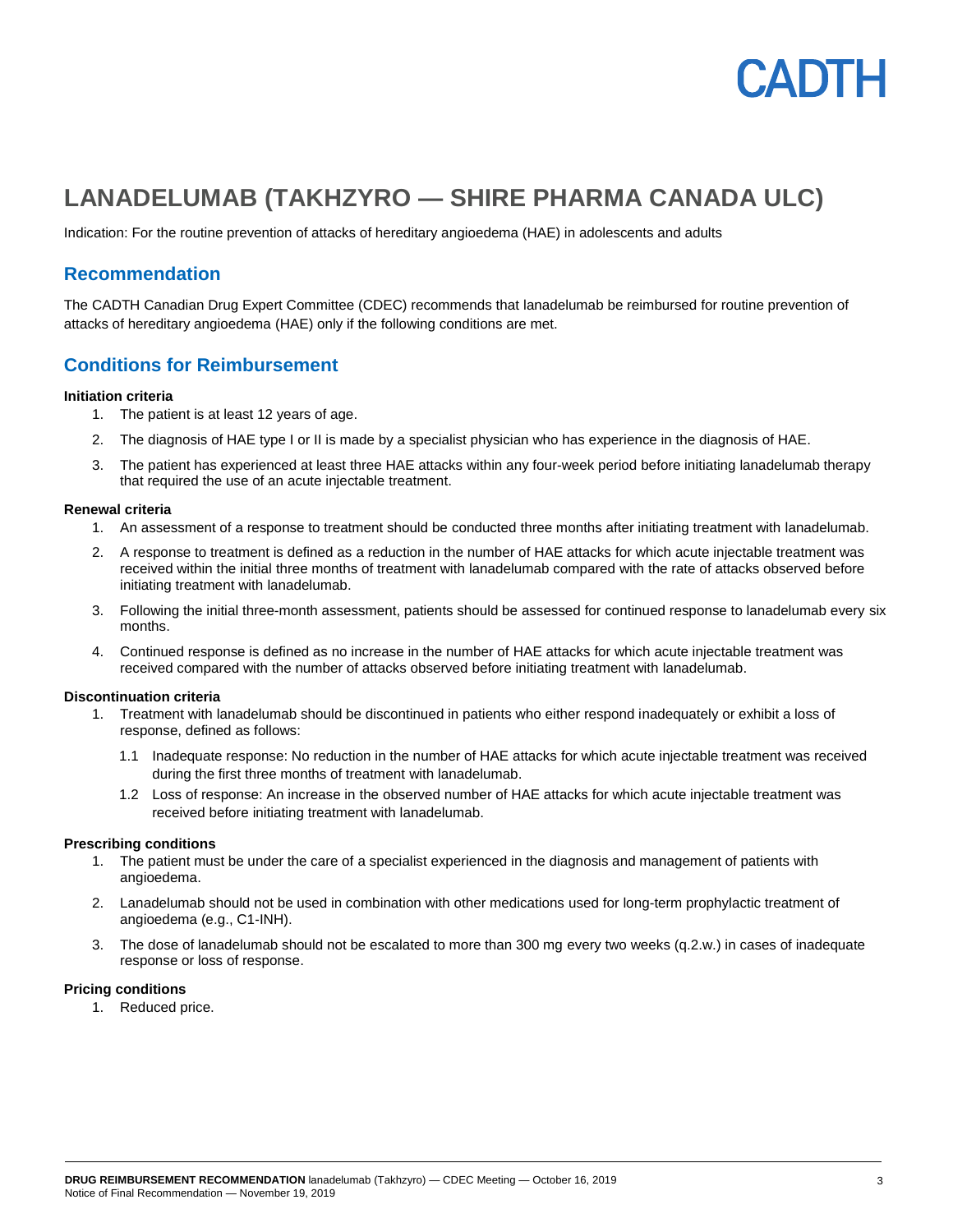# LANADELUMAB (TAKHZYRO — SHIRE PHARMA CANADA ULC)

Indication: For the routine prevention of attacks of hereditary angioedema (HAE) in adolescents and adults

## Recommendation

The CADTH Canadian Drug Expert Committee (CDEC) recommends that lanadelumab be reimbursed for routine prevention of attacks of hereditary angioedema (HAE) only if the following conditions are met.

## Conditions for Reimbursement

**Initiation criteria**

1. The patient is at least 12 years of age.
2. The diagnosis of HAE type I or II is made by a specialist physician who has experience in the diagnosis of HAE.
3. The patient has experienced at least three HAE attacks within any four-week period before initiating lanadelumab therapy that required the use of an acute injectable treatment.

**Renewal criteria**

1. An assessment of a response to treatment should be conducted three months after initiating treatment with lanadelumab.
2. A response to treatment is defined as a reduction in the number of HAE attacks for which acute injectable treatment was received within the initial three months of treatment with lanadelumab compared with the rate of attacks observed before initiating treatment with lanadelumab.
3. Following the initial three-month assessment, patients should be assessed for continued response to lanadelumab every six months.
4. Continued response is defined as no increase in the number of HAE attacks for which acute injectable treatment was received compared with the number of attacks observed before initiating treatment with lanadelumab.

**Discontinuation criteria**

1. Treatment with lanadelumab should be discontinued in patients who either respond inadequately or exhibit a loss of response, defined as follows:
   - 1.1 Inadequate response: No reduction in the number of HAE attacks for which acute injectable treatment was received during the first three months of treatment with lanadelumab.
   - 1.2 Loss of response: An increase in the observed number of HAE attacks for which acute injectable treatment was received before initiating treatment with lanadelumab.

**Prescribing conditions**

1. The patient must be under the care of a specialist experienced in the diagnosis and management of patients with angioedema.
2. Lanadelumab should not be used in combination with other medications used for long-term prophylactic treatment of angioedema (e.g., C1-INH).
3. The dose of lanadelumab should not be escalated to more than 300 mg every two weeks (q.2.w.) in cases of inadequate response or loss of response.

**Pricing conditions**

1. Reduced price.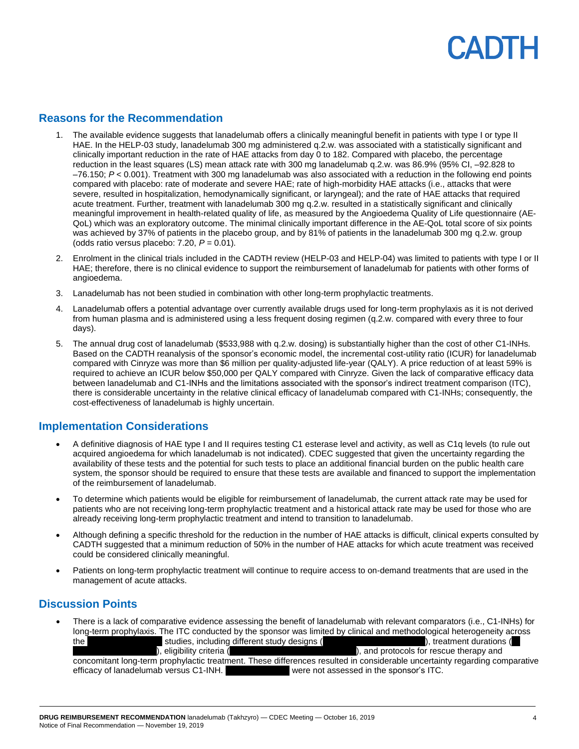## Reasons for the Recommendation

1. The available evidence suggests that lanadelumab offers a clinically meaningful benefit in patients with type I or type II HAE. In the HELP-03 study, lanadelumab 300 mg administered q.2.w. was associated with a statistically significant and clinically important reduction in the rate of HAE attacks from day 0 to 182. Compared with placebo, the percentage reduction in the least squares (LS) mean attack rate with 300 mg lanadelumab q.2.w. was 86.9% (95% CI, –92.828 to –76.150; $P < 0.001$). Treatment with 300 mg lanadelumab was also associated with a reduction in the following end points compared with placebo: rate of moderate and severe HAE; rate of high-morbidity HAE attacks (i.e., attacks that were severe, resulted in hospitalization, hemodynamically significant, or laryngeal); and the rate of HAE attacks that required acute treatment. Further, treatment with lanadelumab 300 mg q.2.w. resulted in a statistically significant and clinically meaningful improvement in health-related quality of life, as measured by the Angioedema Quality of Life questionnaire (AE-QoL) which was an exploratory outcome. The minimal clinically important difference in the AE-QoL total score of six points was achieved by 37% of patients in the placebo group, and by 81% of patients in the lanadelumab 300 mg q.2.w. group (odds ratio versus placebo: 7.20, $P = 0.01$).
2. Enrolment in the clinical trials included in the CADTH review (HELP-03 and HELP-04) was limited to patients with type I or II HAE; therefore, there is no clinical evidence to support the reimbursement of lanadelumab for patients with other forms of angioedema.
3. Lanadelumab has not been studied in combination with other long-term prophylactic treatments.
4. Lanadelumab offers a potential advantage over currently available drugs used for long-term prophylaxis as it is not derived from human plasma and is administered using a less frequent dosing regimen (q.2.w. compared with every three to four days).
5. The annual drug cost of lanadelumab ($533,988 with q.2.w. dosing) is substantially higher than the cost of other C1-INHs. Based on the CADTH reanalysis of the sponsor's economic model, the incremental cost-utility ratio (ICUR) for lanadelumab compared with Cinryze was more than $6 million per quality-adjusted life-year (QALY). A price reduction of at least 59% is required to achieve an ICUR below $50,000 per QALY compared with Cinryze. Given the lack of comparative efficacy data between lanadelumab and C1-INHs and the limitations associated with the sponsor's indirect treatment comparison (ITC), there is considerable uncertainty in the relative clinical efficacy of lanadelumab compared with C1-INHs; consequently, the cost-effectiveness of lanadelumab is highly uncertain.

## Implementation Considerations

- A definitive diagnosis of HAE type I and II requires testing C1 esterase level and activity, as well as C1q levels (to rule out acquired angioedema for which lanadelumab is not indicated). CDEC suggested that given the uncertainty regarding the availability of these tests and the potential for such tests to place an additional financial burden on the public health care system, the sponsor should be required to ensure that these tests are available and financed to support the implementation of the reimbursement of lanadelumab.
- To determine which patients would be eligible for reimbursement of lanadelumab, the current attack rate may be used for patients who are not receiving long-term prophylactic treatment and a historical attack rate may be used for those who are already receiving long-term prophylactic treatment and intend to transition to lanadelumab.
- Although defining a specific threshold for the reduction in the number of HAE attacks is difficult, clinical experts consulted by CADTH suggested that a minimum reduction of 50% in the number of HAE attacks for which acute treatment was received could be considered clinically meaningful.
- Patients on long-term prophylactic treatment will continue to require access to on-demand treatments that are used in the management of acute attacks.

## Discussion Points

- There is a lack of comparative evidence assessing the benefit of lanadelumab with relevant comparators (i.e., C1-INHs) for long-term prophylaxis. The ITC conducted by the sponsor was limited by clinical and methodological heterogeneity across the [redacted] studies, including different study designs ([redacted]), treatment durations ([redacted]), eligibility criteria ([redacted]), and protocols for rescue therapy and concomitant long-term prophylactic treatment. These differences resulted in considerable uncertainty regarding comparative efficacy of lanadelumab versus C1-INH. [redacted] were not assessed in the sponsor's ITC.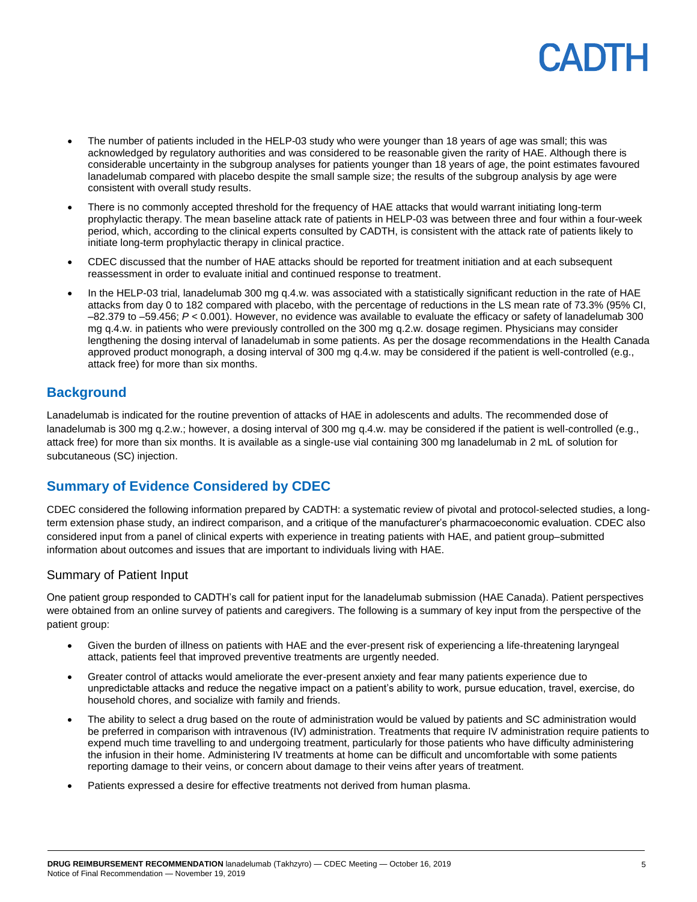- The number of patients included in the HELP-03 study who were younger than 18 years of age was small; this was acknowledged by regulatory authorities and was considered to be reasonable given the rarity of HAE. Although there is considerable uncertainty in the subgroup analyses for patients younger than 18 years of age, the point estimates favoured lanadelumab compared with placebo despite the small sample size; the results of the subgroup analysis by age were consistent with overall study results.
- There is no commonly accepted threshold for the frequency of HAE attacks that would warrant initiating long-term prophylactic therapy. The mean baseline attack rate of patients in HELP-03 was between three and four within a four-week period, which, according to the clinical experts consulted by CADTH, is consistent with the attack rate of patients likely to initiate long-term prophylactic therapy in clinical practice.
- CDEC discussed that the number of HAE attacks should be reported for treatment initiation and at each subsequent reassessment in order to evaluate initial and continued response to treatment.
- In the HELP-03 trial, lanadelumab 300 mg q.4.w. was associated with a statistically significant reduction in the rate of HAE attacks from day 0 to 182 compared with placebo, with the percentage of reductions in the LS mean rate of 73.3% (95% CI, –82.379 to –59.456; *P* < 0.001). However, no evidence was available to evaluate the efficacy or safety of lanadelumab 300 mg q.4.w. in patients who were previously controlled on the 300 mg q.2.w. dosage regimen. Physicians may consider lengthening the dosing interval of lanadelumab in some patients. As per the dosage recommendations in the Health Canada approved product monograph, a dosing interval of 300 mg q.4.w. may be considered if the patient is well-controlled (e.g., attack free) for more than six months.

## Background

Lanadelumab is indicated for the routine prevention of attacks of HAE in adolescents and adults. The recommended dose of lanadelumab is 300 mg q.2.w.; however, a dosing interval of 300 mg q.4.w. may be considered if the patient is well-controlled (e.g., attack free) for more than six months. It is available as a single-use vial containing 300 mg lanadelumab in 2 mL of solution for subcutaneous (SC) injection.

## Summary of Evidence Considered by CDEC

CDEC considered the following information prepared by CADTH: a systematic review of pivotal and protocol-selected studies, a long-term extension phase study, an indirect comparison, and a critique of the manufacturer's pharmacoeconomic evaluation. CDEC also considered input from a panel of clinical experts with experience in treating patients with HAE, and patient group–submitted information about outcomes and issues that are important to individuals living with HAE.

### Summary of Patient Input

One patient group responded to CADTH's call for patient input for the lanadelumab submission (HAE Canada). Patient perspectives were obtained from an online survey of patients and caregivers. The following is a summary of key input from the perspective of the patient group:

- Given the burden of illness on patients with HAE and the ever-present risk of experiencing a life-threatening laryngeal attack, patients feel that improved preventive treatments are urgently needed.
- Greater control of attacks would ameliorate the ever-present anxiety and fear many patients experience due to unpredictable attacks and reduce the negative impact on a patient's ability to work, pursue education, travel, exercise, do household chores, and socialize with family and friends.
- The ability to select a drug based on the route of administration would be valued by patients and SC administration would be preferred in comparison with intravenous (IV) administration. Treatments that require IV administration require patients to expend much time travelling to and undergoing treatment, particularly for those patients who have difficulty administering the infusion in their home. Administering IV treatments at home can be difficult and uncomfortable with some patients reporting damage to their veins, or concern about damage to their veins after years of treatment.
- Patients expressed a desire for effective treatments not derived from human plasma.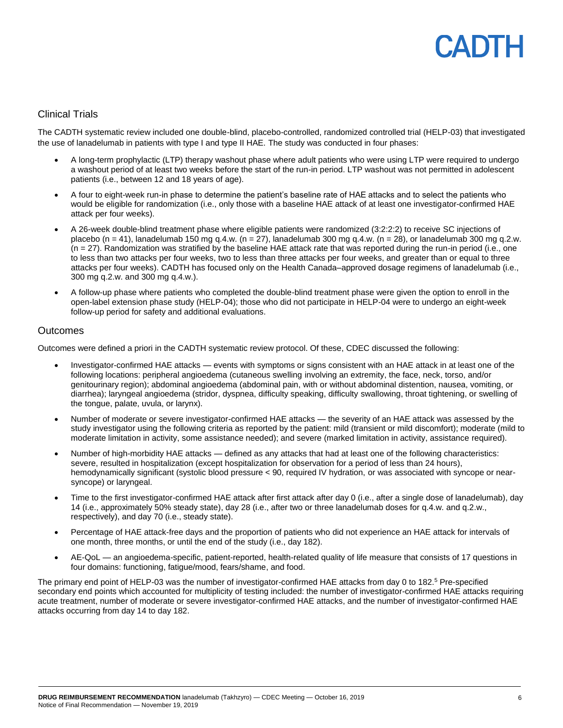## Clinical Trials

The CADTH systematic review included one double-blind, placebo-controlled, randomized controlled trial (HELP-03) that investigated the use of lanadelumab in patients with type I and type II HAE. The study was conducted in four phases:

- A long-term prophylactic (LTP) therapy washout phase where adult patients who were using LTP were required to undergo a washout period of at least two weeks before the start of the run-in period. LTP washout was not permitted in adolescent patients (i.e., between 12 and 18 years of age).
- A four to eight-week run-in phase to determine the patient's baseline rate of HAE attacks and to select the patients who would be eligible for randomization (i.e., only those with a baseline HAE attack of at least one investigator-confirmed HAE attack per four weeks).
- A 26-week double-blind treatment phase where eligible patients were randomized (3:2:2:2) to receive SC injections of placebo (n = 41), lanadelumab 150 mg q.4.w. (n = 27), lanadelumab 300 mg q.4.w. (n = 28), or lanadelumab 300 mg q.2.w. (n = 27). Randomization was stratified by the baseline HAE attack rate that was reported during the run-in period (i.e., one to less than two attacks per four weeks, two to less than three attacks per four weeks, and greater than or equal to three attacks per four weeks). CADTH has focused only on the Health Canada–approved dosage regimens of lanadelumab (i.e., 300 mg q.2.w. and 300 mg q.4.w.).
- A follow-up phase where patients who completed the double-blind treatment phase were given the option to enroll in the open-label extension phase study (HELP-04); those who did not participate in HELP-04 were to undergo an eight-week follow-up period for safety and additional evaluations.

## Outcomes

Outcomes were defined a priori in the CADTH systematic review protocol. Of these, CDEC discussed the following:

- Investigator-confirmed HAE attacks — events with symptoms or signs consistent with an HAE attack in at least one of the following locations: peripheral angioedema (cutaneous swelling involving an extremity, the face, neck, torso, and/or genitourinary region); abdominal angioedema (abdominal pain, with or without abdominal distention, nausea, vomiting, or diarrhea); laryngeal angioedema (stridor, dyspnea, difficulty speaking, difficulty swallowing, throat tightening, or swelling of the tongue, palate, uvula, or larynx).
- Number of moderate or severe investigator-confirmed HAE attacks — the severity of an HAE attack was assessed by the study investigator using the following criteria as reported by the patient: mild (transient or mild discomfort); moderate (mild to moderate limitation in activity, some assistance needed); and severe (marked limitation in activity, assistance required).
- Number of high-morbidity HAE attacks — defined as any attacks that had at least one of the following characteristics: severe, resulted in hospitalization (except hospitalization for observation for a period of less than 24 hours), hemodynamically significant (systolic blood pressure < 90, required IV hydration, or was associated with syncope or near-syncope) or laryngeal.
- Time to the first investigator-confirmed HAE attack after first attack after day 0 (i.e., after a single dose of lanadelumab), day 14 (i.e., approximately 50% steady state), day 28 (i.e., after two or three lanadelumab doses for q.4.w. and q.2.w., respectively), and day 70 (i.e., steady state).
- Percentage of HAE attack-free days and the proportion of patients who did not experience an HAE attack for intervals of one month, three months, or until the end of the study (i.e., day 182).
- AE-QoL — an angioedema-specific, patient-reported, health-related quality of life measure that consists of 17 questions in four domains: functioning, fatigue/mood, fears/shame, and food.

The primary end point of HELP-03 was the number of investigator-confirmed HAE attacks from day 0 to 182.[5] Pre-specified secondary end points which accounted for multiplicity of testing included: the number of investigator-confirmed HAE attacks requiring acute treatment, number of moderate or severe investigator-confirmed HAE attacks, and the number of investigator-confirmed HAE attacks occurring from day 14 to day 182.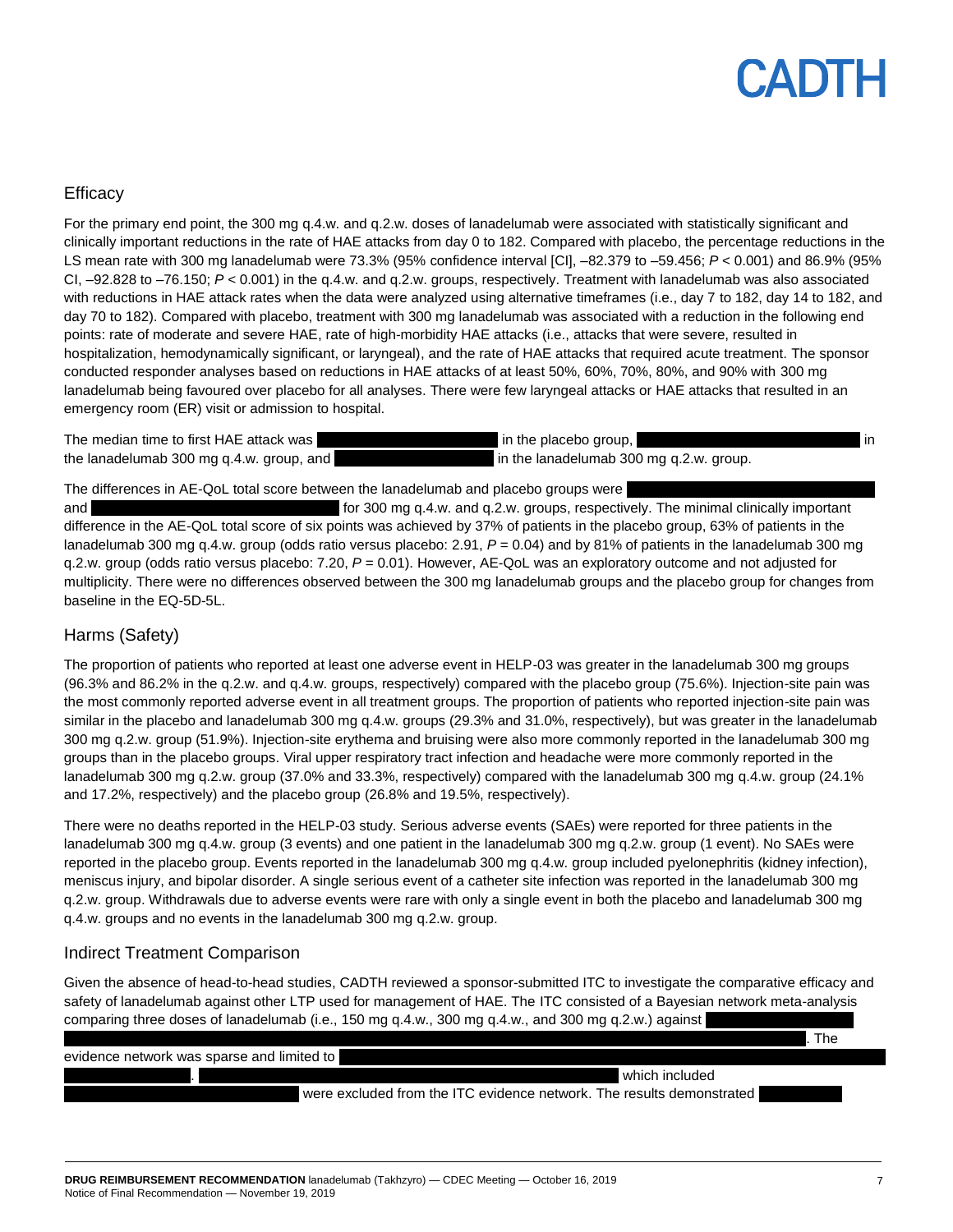## Efficacy

For the primary end point, the 300 mg q.4.w. and q.2.w. doses of lanadelumab were associated with statistically significant and clinically important reductions in the rate of HAE attacks from day 0 to 182. Compared with placebo, the percentage reductions in the LS mean rate with 300 mg lanadelumab were 73.3% (95% confidence interval [CI], –82.379 to –59.456; $P < 0.001$) and 86.9% (95% CI, –92.828 to –76.150; $P < 0.001$) in the q.4.w. and q.2.w. groups, respectively. Treatment with lanadelumab was also associated with reductions in HAE attack rates when the data were analyzed using alternative timeframes (i.e., day 7 to 182, day 14 to 182, and day 70 to 182). Compared with placebo, treatment with 300 mg lanadelumab was associated with a reduction in the following end points: rate of moderate and severe HAE, rate of high-morbidity HAE attacks (i.e., attacks that were severe, resulted in hospitalization, hemodynamically significant, or laryngeal), and the rate of HAE attacks that required acute treatment. The sponsor conducted responder analyses based on reductions in HAE attacks of at least 50%, 60%, 70%, 80%, and 90% with 300 mg lanadelumab being favoured over placebo for all analyses. There were few laryngeal attacks or HAE attacks that resulted in an emergency room (ER) visit or admission to hospital.

The median time to first HAE attack was ████████████ in the placebo group, ████████████████ in the lanadelumab 300 mg q.4.w. group, and ████████████ in the lanadelumab 300 mg q.2.w. group.

The differences in AE-QoL total score between the lanadelumab and placebo groups were ████████████████ and ████████████████ for 300 mg q.4.w. and q.2.w. groups, respectively. The minimal clinically important difference in the AE-QoL total score of six points was achieved by 37% of patients in the placebo group, 63% of patients in the lanadelumab 300 mg q.4.w. group (odds ratio versus placebo: 2.91, $P = 0.04$) and by 81% of patients in the lanadelumab 300 mg q.2.w. group (odds ratio versus placebo: 7.20, $P = 0.01$). However, AE-QoL was an exploratory outcome and not adjusted for multiplicity. There were no differences observed between the 300 mg lanadelumab groups and the placebo group for changes from baseline in the EQ-5D-5L.

## Harms (Safety)

The proportion of patients who reported at least one adverse event in HELP-03 was greater in the lanadelumab 300 mg groups (96.3% and 86.2% in the q.2.w. and q.4.w. groups, respectively) compared with the placebo group (75.6%). Injection-site pain was the most commonly reported adverse event in all treatment groups. The proportion of patients who reported injection-site pain was similar in the placebo and lanadelumab 300 mg q.4.w. groups (29.3% and 31.0%, respectively), but was greater in the lanadelumab 300 mg q.2.w. group (51.9%). Injection-site erythema and bruising were also more commonly reported in the lanadelumab 300 mg groups than in the placebo groups. Viral upper respiratory tract infection and headache were more commonly reported in the lanadelumab 300 mg q.2.w. group (37.0% and 33.3%, respectively) compared with the lanadelumab 300 mg q.4.w. group (24.1% and 17.2%, respectively) and the placebo group (26.8% and 19.5%, respectively).

There were no deaths reported in the HELP-03 study. Serious adverse events (SAEs) were reported for three patients in the lanadelumab 300 mg q.4.w. group (3 events) and one patient in the lanadelumab 300 mg q.2.w. group (1 event). No SAEs were reported in the placebo group. Events reported in the lanadelumab 300 mg q.4.w. group included pyelonephritis (kidney infection), meniscus injury, and bipolar disorder. A single serious event of a catheter site infection was reported in the lanadelumab 300 mg q.2.w. group. Withdrawals due to adverse events were rare with only a single event in both the placebo and lanadelumab 300 mg q.4.w. groups and no events in the lanadelumab 300 mg q.2.w. group.

## Indirect Treatment Comparison

Given the absence of head-to-head studies, CADTH reviewed a sponsor-submitted ITC to investigate the comparative efficacy and safety of lanadelumab against other LTP used for management of HAE. The ITC consisted of a Bayesian network meta-analysis comparing three doses of lanadelumab (i.e., 150 mg q.4.w., 300 mg q.4.w., and 300 mg q.2.w.) against ████████████████████████████████. The evidence network was sparse and limited to ████████████████████████████████. ████████████████████ which included ████████████ were excluded from the ITC evidence network. The results demonstrated ████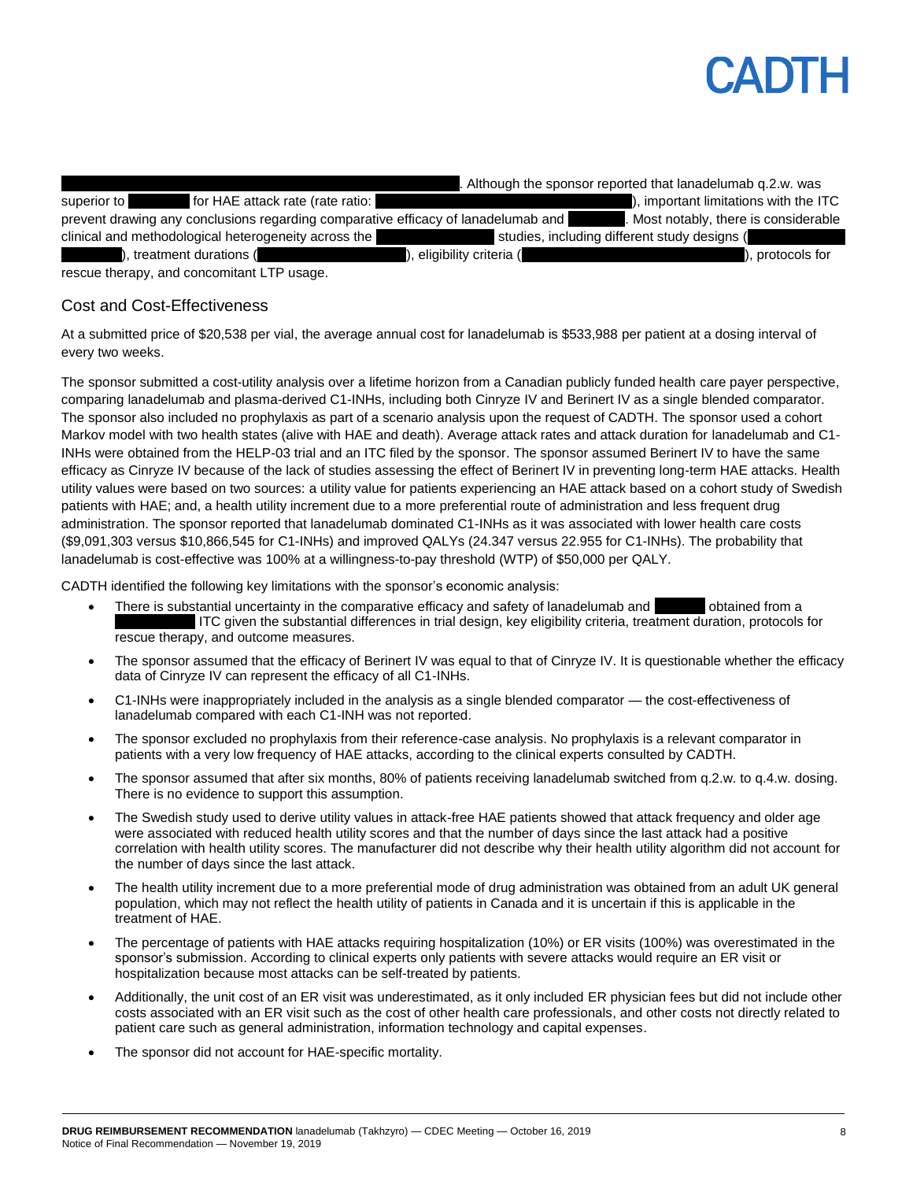. Although the sponsor reported that lanadelumab q.2.w. was superior to for HAE attack rate (rate ratio: ), important limitations with the ITC prevent drawing any conclusions regarding comparative efficacy of lanadelumab and . Most notably, there is considerable clinical and methodological heterogeneity across the studies, including different study designs ( ), treatment durations ( ), eligibility criteria ( ), protocols for rescue therapy, and concomitant LTP usage.

## Cost and Cost-Effectiveness

At a submitted price of $20,538 per vial, the average annual cost for lanadelumab is $533,988 per patient at a dosing interval of every two weeks.

The sponsor submitted a cost-utility analysis over a lifetime horizon from a Canadian publicly funded health care payer perspective, comparing lanadelumab and plasma-derived C1-INHs, including both Cinryze IV and Berinert IV as a single blended comparator. The sponsor also included no prophylaxis as part of a scenario analysis upon the request of CADTH. The sponsor used a cohort Markov model with two health states (alive with HAE and death). Average attack rates and attack duration for lanadelumab and C1-INHs were obtained from the HELP-03 trial and an ITC filed by the sponsor. The sponsor assumed Berinert IV to have the same efficacy as Cinryze IV because of the lack of studies assessing the effect of Berinert IV in preventing long-term HAE attacks. Health utility values were based on two sources: a utility value for patients experiencing an HAE attack based on a cohort study of Swedish patients with HAE; and, a health utility increment due to a more preferential route of administration and less frequent drug administration. The sponsor reported that lanadelumab dominated C1-INHs as it was associated with lower health care costs ($9,091,303 versus $10,866,545 for C1-INHs) and improved QALYs (24.347 versus 22.955 for C1-INHs). The probability that lanadelumab is cost-effective was 100% at a willingness-to-pay threshold (WTP) of $50,000 per QALY.

CADTH identified the following key limitations with the sponsor's economic analysis:

- There is substantial uncertainty in the comparative efficacy and safety of lanadelumab and obtained from a ITC given the substantial differences in trial design, key eligibility criteria, treatment duration, protocols for rescue therapy, and outcome measures.
- The sponsor assumed that the efficacy of Berinert IV was equal to that of Cinryze IV. It is questionable whether the efficacy data of Cinryze IV can represent the efficacy of all C1-INHs.
- C1-INHs were inappropriately included in the analysis as a single blended comparator — the cost-effectiveness of lanadelumab compared with each C1-INH was not reported.
- The sponsor excluded no prophylaxis from their reference-case analysis. No prophylaxis is a relevant comparator in patients with a very low frequency of HAE attacks, according to the clinical experts consulted by CADTH.
- The sponsor assumed that after six months, 80% of patients receiving lanadelumab switched from q.2.w. to q.4.w. dosing. There is no evidence to support this assumption.
- The Swedish study used to derive utility values in attack-free HAE patients showed that attack frequency and older age were associated with reduced health utility scores and that the number of days since the last attack had a positive correlation with health utility scores. The manufacturer did not describe why their health utility algorithm did not account for the number of days since the last attack.
- The health utility increment due to a more preferential mode of drug administration was obtained from an adult UK general population, which may not reflect the health utility of patients in Canada and it is uncertain if this is applicable in the treatment of HAE.
- The percentage of patients with HAE attacks requiring hospitalization (10%) or ER visits (100%) was overestimated in the sponsor's submission. According to clinical experts only patients with severe attacks would require an ER visit or hospitalization because most attacks can be self-treated by patients.
- Additionally, the unit cost of an ER visit was underestimated, as it only included ER physician fees but did not include other costs associated with an ER visit such as the cost of other health care professionals, and other costs not directly related to patient care such as general administration, information technology and capital expenses.
- The sponsor did not account for HAE-specific mortality.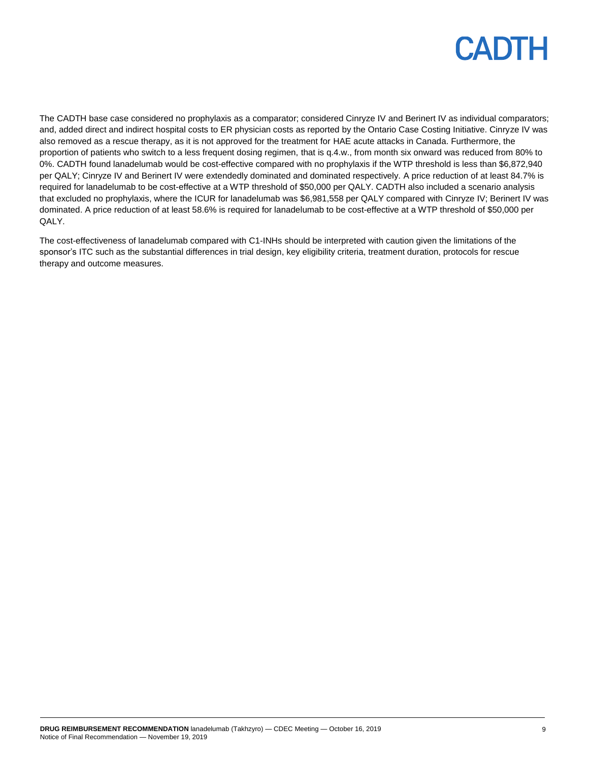The CADTH base case considered no prophylaxis as a comparator; considered Cinryze IV and Berinert IV as individual comparators; and, added direct and indirect hospital costs to ER physician costs as reported by the Ontario Case Costing Initiative. Cinryze IV was also removed as a rescue therapy, as it is not approved for the treatment for HAE acute attacks in Canada. Furthermore, the proportion of patients who switch to a less frequent dosing regimen, that is q.4.w., from month six onward was reduced from 80% to 0%. CADTH found lanadelumab would be cost-effective compared with no prophylaxis if the WTP threshold is less than $6,872,940 per QALY; Cinryze IV and Berinert IV were extendedly dominated and dominated respectively. A price reduction of at least 84.7% is required for lanadelumab to be cost-effective at a WTP threshold of $50,000 per QALY. CADTH also included a scenario analysis that excluded no prophylaxis, where the ICUR for lanadelumab was $6,981,558 per QALY compared with Cinryze IV; Berinert IV was dominated. A price reduction of at least 58.6% is required for lanadelumab to be cost-effective at a WTP threshold of $50,000 per QALY.

The cost-effectiveness of lanadelumab compared with C1-INHs should be interpreted with caution given the limitations of the sponsor's ITC such as the substantial differences in trial design, key eligibility criteria, treatment duration, protocols for rescue therapy and outcome measures.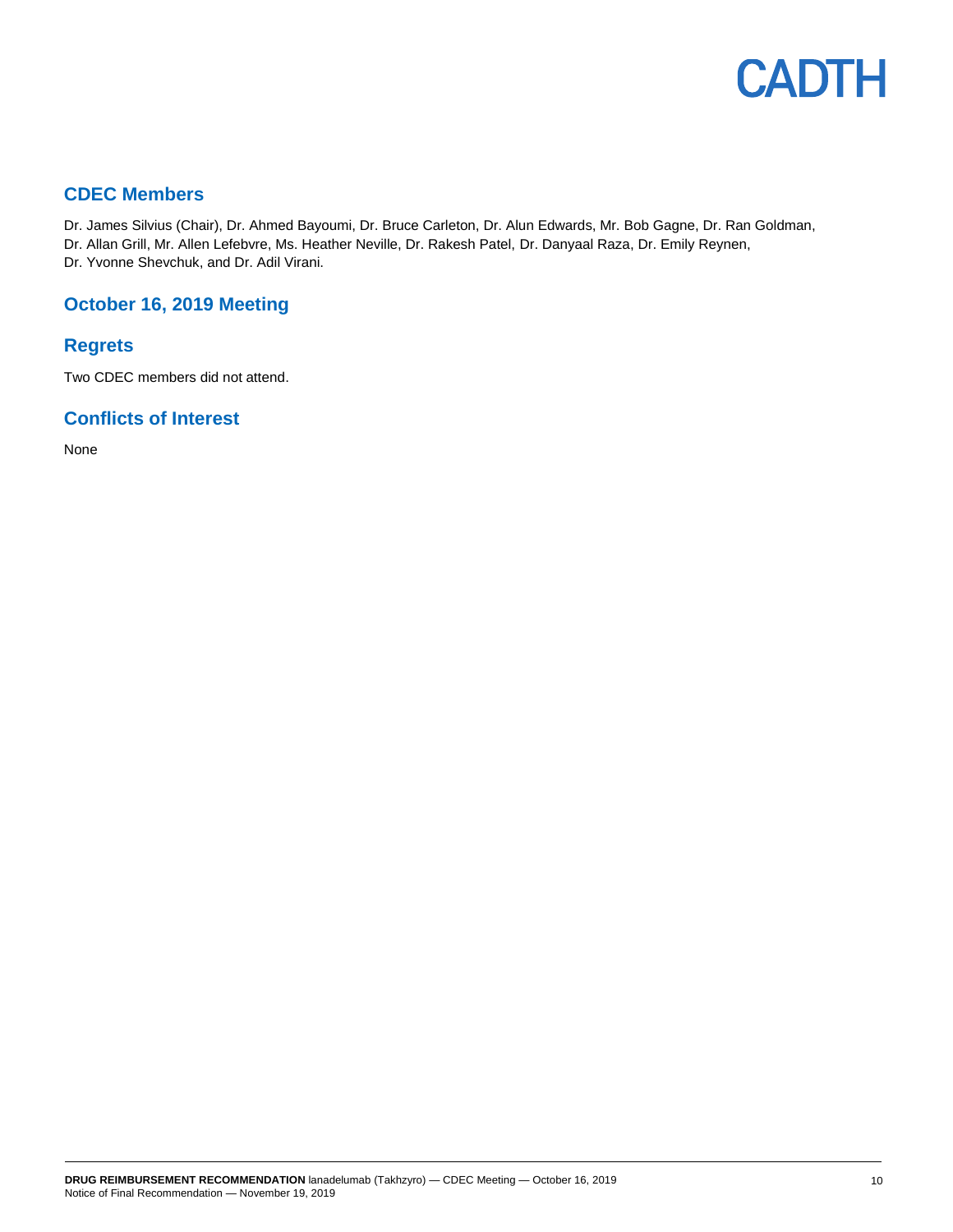## CDEC Members

Dr. James Silvius (Chair), Dr. Ahmed Bayoumi, Dr. Bruce Carleton, Dr. Alun Edwards, Mr. Bob Gagne, Dr. Ran Goldman, Dr. Allan Grill, Mr. Allen Lefebvre, Ms. Heather Neville, Dr. Rakesh Patel, Dr. Danyaal Raza, Dr. Emily Reynen, Dr. Yvonne Shevchuk, and Dr. Adil Virani.

## October 16, 2019 Meeting

## Regrets

Two CDEC members did not attend.

## Conflicts of Interest

None